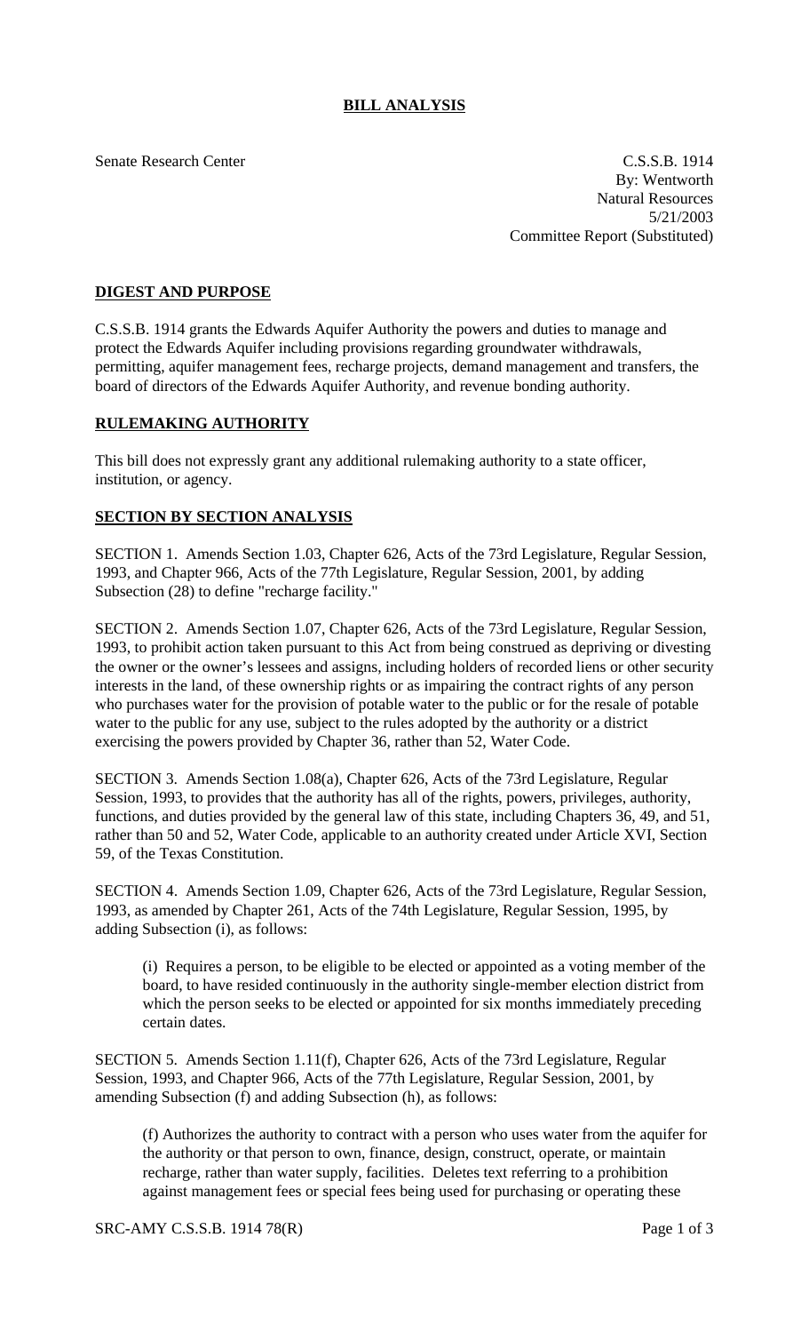# BILL ANALYSIS

Senate Research Center

C.S.S.B. 1914
By: Wentworth
Natural Resources
5/21/2003
Committee Report (Substituted)

## DIGEST AND PURPOSE

C.S.S.B. 1914 grants the Edwards Aquifer Authority the powers and duties to manage and protect the Edwards Aquifer including provisions regarding groundwater withdrawals, permitting, aquifer management fees, recharge projects, demand management and transfers, the board of directors of the Edwards Aquifer Authority, and revenue bonding authority.

## RULEMAKING AUTHORITY

This bill does not expressly grant any additional rulemaking authority to a state officer, institution, or agency.

## SECTION BY SECTION ANALYSIS

SECTION 1. Amends Section 1.03, Chapter 626, Acts of the 73rd Legislature, Regular Session, 1993, and Chapter 966, Acts of the 77th Legislature, Regular Session, 2001, by adding Subsection (28) to define "recharge facility."

SECTION 2. Amends Section 1.07, Chapter 626, Acts of the 73rd Legislature, Regular Session, 1993, to prohibit action taken pursuant to this Act from being construed as depriving or divesting the owner or the owner's lessees and assigns, including holders of recorded liens or other security interests in the land, of these ownership rights or as impairing the contract rights of any person who purchases water for the provision of potable water to the public or for the resale of potable water to the public for any use, subject to the rules adopted by the authority or a district exercising the powers provided by Chapter 36, rather than 52, Water Code.

SECTION 3. Amends Section 1.08(a), Chapter 626, Acts of the 73rd Legislature, Regular Session, 1993, to provides that the authority has all of the rights, powers, privileges, authority, functions, and duties provided by the general law of this state, including Chapters 36, 49, and 51, rather than 50 and 52, Water Code, applicable to an authority created under Article XVI, Section 59, of the Texas Constitution.

SECTION 4. Amends Section 1.09, Chapter 626, Acts of the 73rd Legislature, Regular Session, 1993, as amended by Chapter 261, Acts of the 74th Legislature, Regular Session, 1995, by adding Subsection (i), as follows:

(i) Requires a person, to be eligible to be elected or appointed as a voting member of the board, to have resided continuously in the authority single-member election district from which the person seeks to be elected or appointed for six months immediately preceding certain dates.

SECTION 5. Amends Section 1.11(f), Chapter 626, Acts of the 73rd Legislature, Regular Session, 1993, and Chapter 966, Acts of the 77th Legislature, Regular Session, 2001, by amending Subsection (f) and adding Subsection (h), as follows:

(f) Authorizes the authority to contract with a person who uses water from the aquifer for the authority or that person to own, finance, design, construct, operate, or maintain recharge, rather than water supply, facilities. Deletes text referring to a prohibition against management fees or special fees being used for purchasing or operating these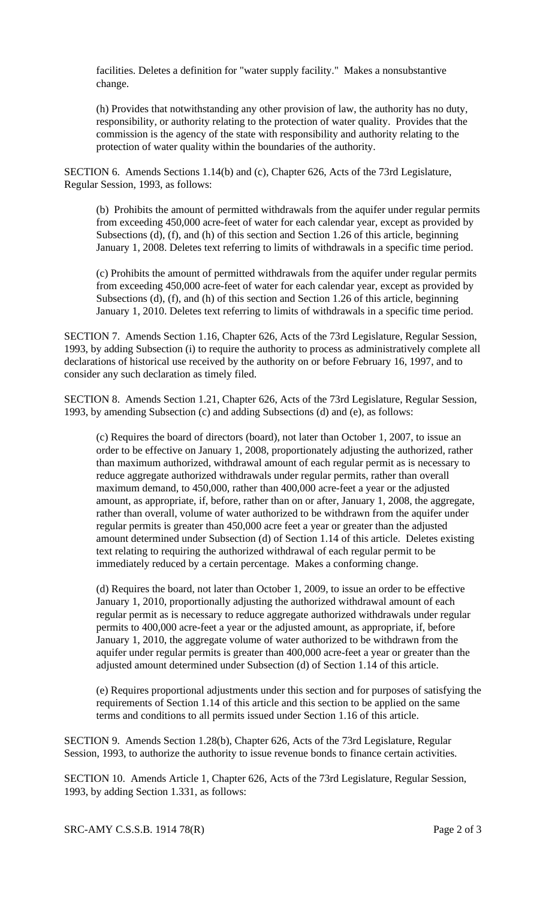facilities. Deletes a definition for "water supply facility." Makes a nonsubstantive change.

(h) Provides that notwithstanding any other provision of law, the authority has no duty, responsibility, or authority relating to the protection of water quality. Provides that the commission is the agency of the state with responsibility and authority relating to the protection of water quality within the boundaries of the authority.

SECTION 6. Amends Sections 1.14(b) and (c), Chapter 626, Acts of the 73rd Legislature, Regular Session, 1993, as follows:

(b) Prohibits the amount of permitted withdrawals from the aquifer under regular permits from exceeding 450,000 acre-feet of water for each calendar year, except as provided by Subsections (d), (f), and (h) of this section and Section 1.26 of this article, beginning January 1, 2008. Deletes text referring to limits of withdrawals in a specific time period.

(c) Prohibits the amount of permitted withdrawals from the aquifer under regular permits from exceeding 450,000 acre-feet of water for each calendar year, except as provided by Subsections (d), (f), and (h) of this section and Section 1.26 of this article, beginning January 1, 2010. Deletes text referring to limits of withdrawals in a specific time period.

SECTION 7. Amends Section 1.16, Chapter 626, Acts of the 73rd Legislature, Regular Session, 1993, by adding Subsection (i) to require the authority to process as administratively complete all declarations of historical use received by the authority on or before February 16, 1997, and to consider any such declaration as timely filed.

SECTION 8. Amends Section 1.21, Chapter 626, Acts of the 73rd Legislature, Regular Session, 1993, by amending Subsection (c) and adding Subsections (d) and (e), as follows:

(c) Requires the board of directors (board), not later than October 1, 2007, to issue an order to be effective on January 1, 2008, proportionately adjusting the authorized, rather than maximum authorized, withdrawal amount of each regular permit as is necessary to reduce aggregate authorized withdrawals under regular permits, rather than overall maximum demand, to 450,000, rather than 400,000 acre-feet a year or the adjusted amount, as appropriate, if, before, rather than on or after, January 1, 2008, the aggregate, rather than overall, volume of water authorized to be withdrawn from the aquifer under regular permits is greater than 450,000 acre feet a year or greater than the adjusted amount determined under Subsection (d) of Section 1.14 of this article. Deletes existing text relating to requiring the authorized withdrawal of each regular permit to be immediately reduced by a certain percentage. Makes a conforming change.

(d) Requires the board, not later than October 1, 2009, to issue an order to be effective January 1, 2010, proportionally adjusting the authorized withdrawal amount of each regular permit as is necessary to reduce aggregate authorized withdrawals under regular permits to 400,000 acre-feet a year or the adjusted amount, as appropriate, if, before January 1, 2010, the aggregate volume of water authorized to be withdrawn from the aquifer under regular permits is greater than 400,000 acre-feet a year or greater than the adjusted amount determined under Subsection (d) of Section 1.14 of this article.

(e) Requires proportional adjustments under this section and for purposes of satisfying the requirements of Section 1.14 of this article and this section to be applied on the same terms and conditions to all permits issued under Section 1.16 of this article.

SECTION 9. Amends Section 1.28(b), Chapter 626, Acts of the 73rd Legislature, Regular Session, 1993, to authorize the authority to issue revenue bonds to finance certain activities.

SECTION 10. Amends Article 1, Chapter 626, Acts of the 73rd Legislature, Regular Session, 1993, by adding Section 1.331, as follows: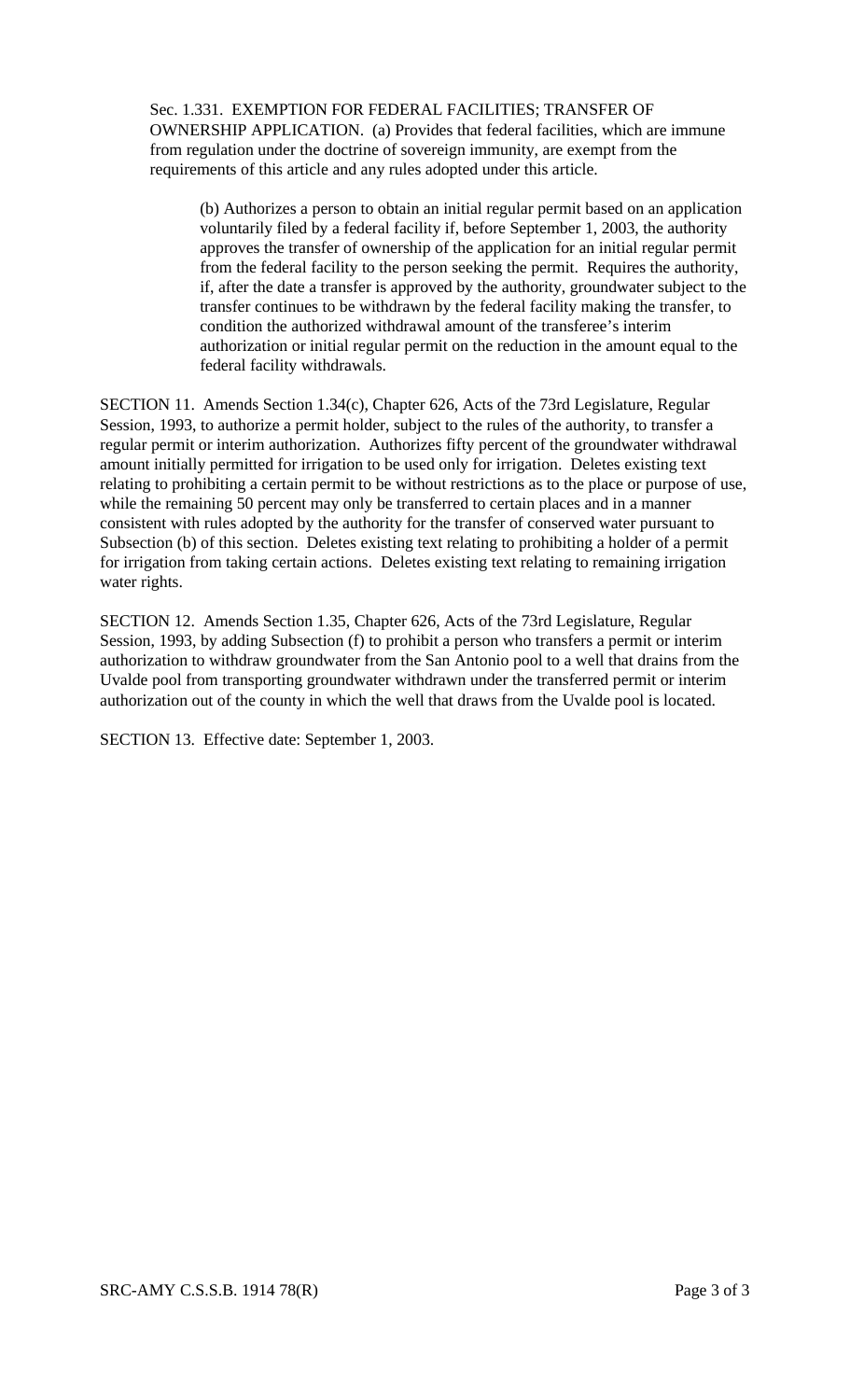Sec. 1.331. EXEMPTION FOR FEDERAL FACILITIES; TRANSFER OF OWNERSHIP APPLICATION. (a) Provides that federal facilities, which are immune from regulation under the doctrine of sovereign immunity, are exempt from the requirements of this article and any rules adopted under this article.

(b) Authorizes a person to obtain an initial regular permit based on an application voluntarily filed by a federal facility if, before September 1, 2003, the authority approves the transfer of ownership of the application for an initial regular permit from the federal facility to the person seeking the permit. Requires the authority, if, after the date a transfer is approved by the authority, groundwater subject to the transfer continues to be withdrawn by the federal facility making the transfer, to condition the authorized withdrawal amount of the transferee's interim authorization or initial regular permit on the reduction in the amount equal to the federal facility withdrawals.

SECTION 11. Amends Section 1.34(c), Chapter 626, Acts of the 73rd Legislature, Regular Session, 1993, to authorize a permit holder, subject to the rules of the authority, to transfer a regular permit or interim authorization. Authorizes fifty percent of the groundwater withdrawal amount initially permitted for irrigation to be used only for irrigation. Deletes existing text relating to prohibiting a certain permit to be without restrictions as to the place or purpose of use, while the remaining 50 percent may only be transferred to certain places and in a manner consistent with rules adopted by the authority for the transfer of conserved water pursuant to Subsection (b) of this section. Deletes existing text relating to prohibiting a holder of a permit for irrigation from taking certain actions. Deletes existing text relating to remaining irrigation water rights.

SECTION 12. Amends Section 1.35, Chapter 626, Acts of the 73rd Legislature, Regular Session, 1993, by adding Subsection (f) to prohibit a person who transfers a permit or interim authorization to withdraw groundwater from the San Antonio pool to a well that drains from the Uvalde pool from transporting groundwater withdrawn under the transferred permit or interim authorization out of the county in which the well that draws from the Uvalde pool is located.

SECTION 13. Effective date: September 1, 2003.